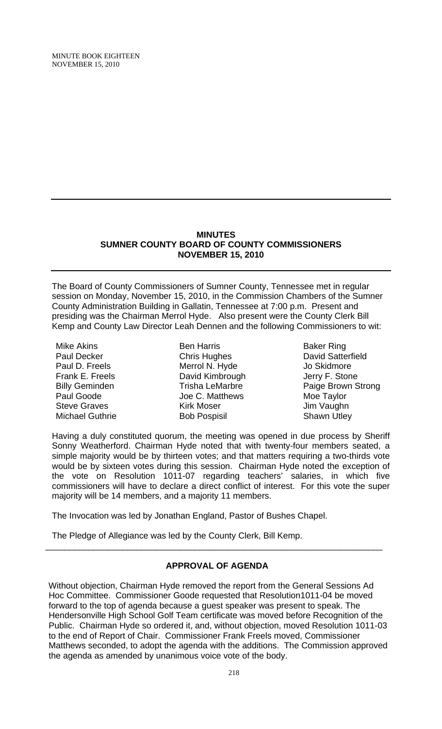MINUTE BOOK EIGHTEEN
NOVEMBER 15, 2010

---

**MINUTES**
**SUMNER COUNTY BOARD OF COUNTY COMMISSIONERS**
**NOVEMBER 15, 2010**

---

The Board of County Commissioners of Sumner County, Tennessee met in regular session on Monday, November 15, 2010, in the Commission Chambers of the Sumner County Administration Building in Gallatin, Tennessee at 7:00 p.m. Present and presiding was the Chairman Merrol Hyde. Also present were the County Clerk Bill Kemp and County Law Director Leah Dennen and the following Commissioners to wit:

| | | |
|---|---|---|
| Mike Akins | Ben Harris | Baker Ring |
| Paul Decker | Chris Hughes | David Satterfield |
| Paul D. Freels | Merrol N. Hyde | Jo Skidmore |
| Frank E. Freels | David Kimbrough | Jerry F. Stone |
| Billy Geminden | Trisha LeMarbre | Paige Brown Strong |
| Paul Goode | Joe C. Matthews | Moe Taylor |
| Steve Graves | Kirk Moser | Jim Vaughn |
| Michael Guthrie | Bob Pospisil | Shawn Utley |

Having a duly constituted quorum, the meeting was opened in due process by Sheriff Sonny Weatherford. Chairman Hyde noted that with twenty-four members seated, a simple majority would be by thirteen votes; and that matters requiring a two-thirds vote would be by sixteen votes during this session. Chairman Hyde noted the exception of the vote on Resolution 1011-07 regarding teachers' salaries, in which five commissioners will have to declare a direct conflict of interest. For this vote the super majority will be 14 members, and a majority 11 members.

The Invocation was led by Jonathan England, Pastor of Bushes Chapel.

The Pledge of Allegiance was led by the County Clerk, Bill Kemp.

---

**APPROVAL OF AGENDA**

Without objection, Chairman Hyde removed the report from the General Sessions Ad Hoc Committee. Commissioner Goode requested that Resolution1011-04 be moved forward to the top of agenda because a guest speaker was present to speak. The Hendersonville High School Golf Team certificate was moved before Recognition of the Public. Chairman Hyde so ordered it, and, without objection, moved Resolution 1011-03 to the end of Report of Chair. Commissioner Frank Freels moved, Commissioner Matthews seconded, to adopt the agenda with the additions. The Commission approved the agenda as amended by unanimous voice vote of the body.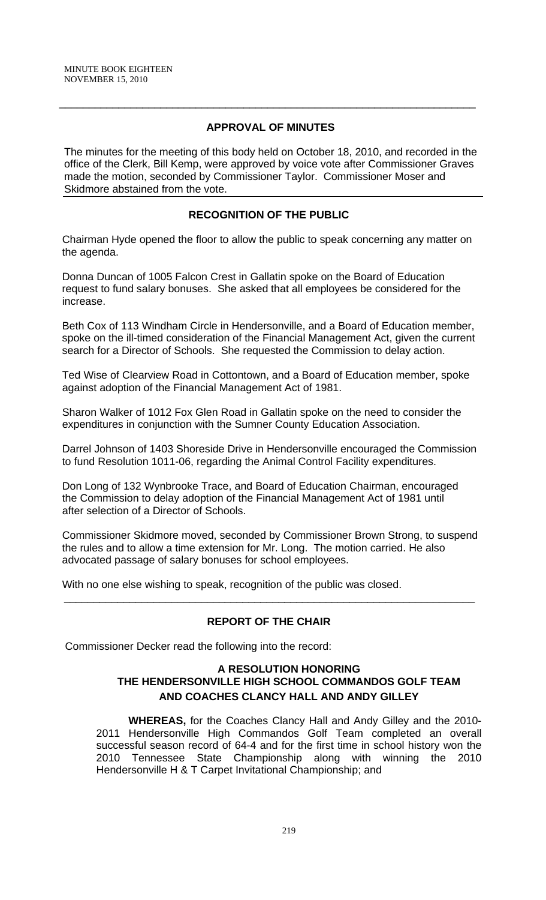## APPROVAL OF MINUTES

The minutes for the meeting of this body held on October 18, 2010, and recorded in the office of the Clerk, Bill Kemp, were approved by voice vote after Commissioner Graves made the motion, seconded by Commissioner Taylor. Commissioner Moser and Skidmore abstained from the vote.

## RECOGNITION OF THE PUBLIC

Chairman Hyde opened the floor to allow the public to speak concerning any matter on the agenda.

Donna Duncan of 1005 Falcon Crest in Gallatin spoke on the Board of Education request to fund salary bonuses. She asked that all employees be considered for the increase.

Beth Cox of 113 Windham Circle in Hendersonville, and a Board of Education member, spoke on the ill-timed consideration of the Financial Management Act, given the current search for a Director of Schools. She requested the Commission to delay action.

Ted Wise of Clearview Road in Cottontown, and a Board of Education member, spoke against adoption of the Financial Management Act of 1981.

Sharon Walker of 1012 Fox Glen Road in Gallatin spoke on the need to consider the expenditures in conjunction with the Sumner County Education Association.

Darrel Johnson of 1403 Shoreside Drive in Hendersonville encouraged the Commission to fund Resolution 1011-06, regarding the Animal Control Facility expenditures.

Don Long of 132 Wynbrooke Trace, and Board of Education Chairman, encouraged the Commission to delay adoption of the Financial Management Act of 1981 until after selection of a Director of Schools.

Commissioner Skidmore moved, seconded by Commissioner Brown Strong, to suspend the rules and to allow a time extension for Mr. Long. The motion carried. He also advocated passage of salary bonuses for school employees.

With no one else wishing to speak, recognition of the public was closed.

## REPORT OF THE CHAIR

Commissioner Decker read the following into the record:

### A RESOLUTION HONORING THE HENDERSONVILLE HIGH SCHOOL COMMANDOS GOLF TEAM AND COACHES CLANCY HALL AND ANDY GILLEY

**WHEREAS,** for the Coaches Clancy Hall and Andy Gilley and the 2010-2011 Hendersonville High Commandos Golf Team completed an overall successful season record of 64-4 and for the first time in school history won the 2010 Tennessee State Championship along with winning the 2010 Hendersonville H & T Carpet Invitational Championship; and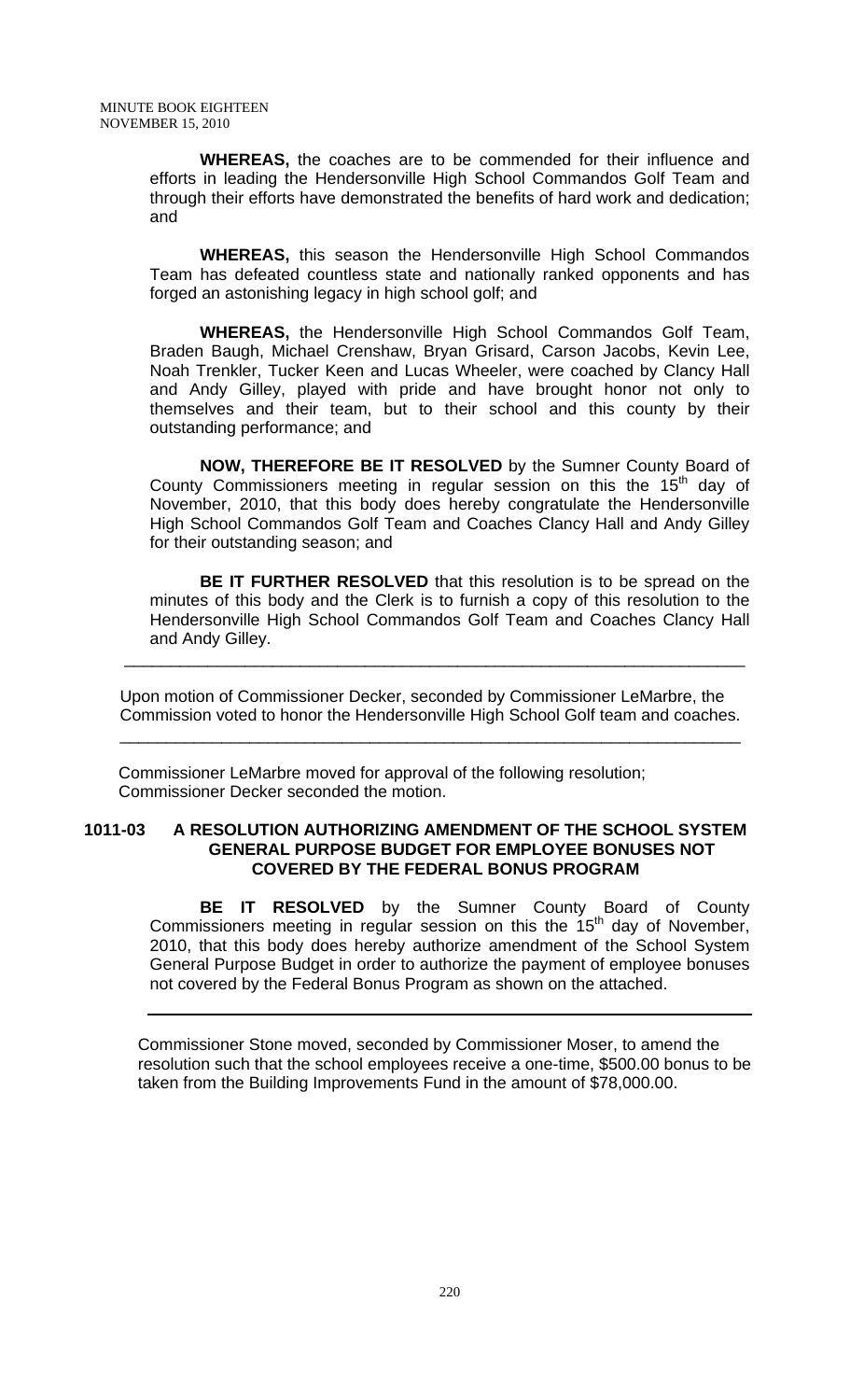**WHEREAS,** the coaches are to be commended for their influence and efforts in leading the Hendersonville High School Commandos Golf Team and through their efforts have demonstrated the benefits of hard work and dedication; and

**WHEREAS,** this season the Hendersonville High School Commandos Team has defeated countless state and nationally ranked opponents and has forged an astonishing legacy in high school golf; and

**WHEREAS,** the Hendersonville High School Commandos Golf Team, Braden Baugh, Michael Crenshaw, Bryan Grisard, Carson Jacobs, Kevin Lee, Noah Trenkler, Tucker Keen and Lucas Wheeler, were coached by Clancy Hall and Andy Gilley, played with pride and have brought honor not only to themselves and their team, but to their school and this county by their outstanding performance; and

**NOW, THEREFORE BE IT RESOLVED** by the Sumner County Board of County Commissioners meeting in regular session on this the 15th day of November, 2010, that this body does hereby congratulate the Hendersonville High School Commandos Golf Team and Coaches Clancy Hall and Andy Gilley for their outstanding season; and

**BE IT FURTHER RESOLVED** that this resolution is to be spread on the minutes of this body and the Clerk is to furnish a copy of this resolution to the Hendersonville High School Commandos Golf Team and Coaches Clancy Hall and Andy Gilley.

---

Upon motion of Commissioner Decker, seconded by Commissioner LeMarbre, the Commission voted to honor the Hendersonville High School Golf team and coaches.

---

Commissioner LeMarbre moved for approval of the following resolution; Commissioner Decker seconded the motion.

**1011-03 A RESOLUTION AUTHORIZING AMENDMENT OF THE SCHOOL SYSTEM GENERAL PURPOSE BUDGET FOR EMPLOYEE BONUSES NOT COVERED BY THE FEDERAL BONUS PROGRAM**

**BE IT RESOLVED** by the Sumner County Board of County Commissioners meeting in regular session on this the 15th day of November, 2010, that this body does hereby authorize amendment of the School System General Purpose Budget in order to authorize the payment of employee bonuses not covered by the Federal Bonus Program as shown on the attached.

---

Commissioner Stone moved, seconded by Commissioner Moser, to amend the resolution such that the school employees receive a one-time, $500.00 bonus to be taken from the Building Improvements Fund in the amount of $78,000.00.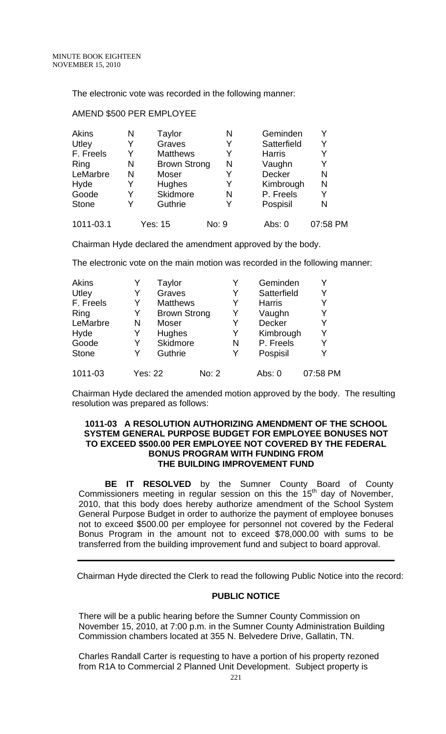The electronic vote was recorded in the following manner:

AMEND $500 PER EMPLOYEE

| | | | | | |
|---|---|---|---|---|---|
| Akins | N | Taylor | N | Geminden | Y |
| Utley | Y | Graves | Y | Satterfield | Y |
| F. Freels | Y | Matthews | Y | Harris | Y |
| Ring | N | Brown Strong | N | Vaughn | Y |
| LeMarbre | N | Moser | Y | Decker | N |
| Hyde | Y | Hughes | Y | Kimbrough | N |
| Goode | Y | Skidmore | N | P. Freels | Y |
| Stone | Y | Guthrie | Y | Pospisil | N |

1011-03.1 Yes: 15 No: 9 Abs: 0 07:58 PM

Chairman Hyde declared the amendment approved by the body.

The electronic vote on the main motion was recorded in the following manner:

| | | | | | |
|---|---|---|---|---|---|
| Akins | Y | Taylor | Y | Geminden | Y |
| Utley | Y | Graves | Y | Satterfield | Y |
| F. Freels | Y | Matthews | Y | Harris | Y |
| Ring | Y | Brown Strong | Y | Vaughn | Y |
| LeMarbre | N | Moser | Y | Decker | Y |
| Hyde | Y | Hughes | Y | Kimbrough | Y |
| Goode | Y | Skidmore | N | P. Freels | Y |
| Stone | Y | Guthrie | Y | Pospisil | Y |

1011-03 Yes: 22 No: 2 Abs: 0 07:58 PM

Chairman Hyde declared the amended motion approved by the body. The resulting resolution was prepared as follows:

**1011-03 A RESOLUTION AUTHORIZING AMENDMENT OF THE SCHOOL SYSTEM GENERAL PURPOSE BUDGET FOR EMPLOYEE BONUSES NOT TO EXCEED $500.00 PER EMPLOYEE NOT COVERED BY THE FEDERAL BONUS PROGRAM WITH FUNDING FROM THE BUILDING IMPROVEMENT FUND**

**BE IT RESOLVED** by the Sumner County Board of County Commissioners meeting in regular session on this the 15th day of November, 2010, that this body does hereby authorize amendment of the School System General Purpose Budget in order to authorize the payment of employee bonuses not to exceed $500.00 per employee for personnel not covered by the Federal Bonus Program in the amount not to exceed $78,000.00 with sums to be transferred from the building improvement fund and subject to board approval.

---

Chairman Hyde directed the Clerk to read the following Public Notice into the record:

**PUBLIC NOTICE**

There will be a public hearing before the Sumner County Commission on November 15, 2010, at 7:00 p.m. in the Sumner County Administration Building Commission chambers located at 355 N. Belvedere Drive, Gallatin, TN.

Charles Randall Carter is requesting to have a portion of his property rezoned from R1A to Commercial 2 Planned Unit Development. Subject property is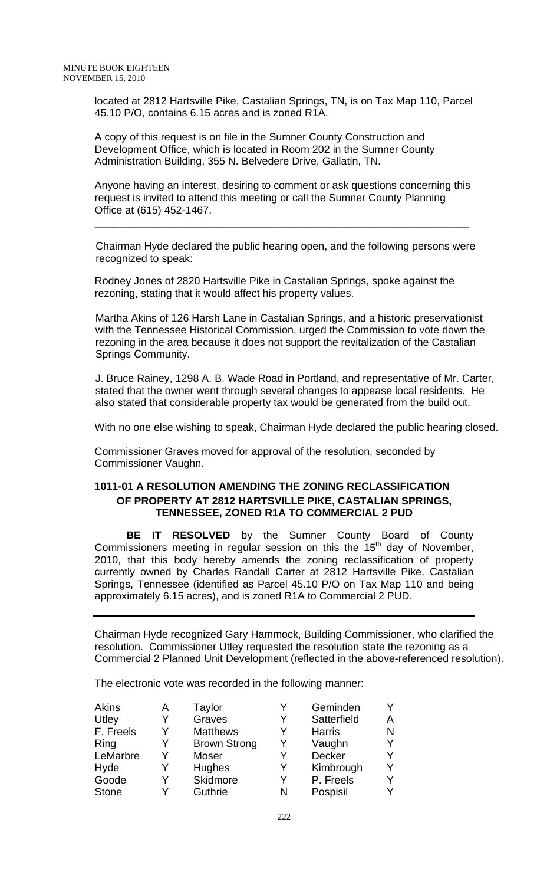located at 2812 Hartsville Pike, Castalian Springs, TN, is on Tax Map 110, Parcel 45.10 P/O, contains 6.15 acres and is zoned R1A.

A copy of this request is on file in the Sumner County Construction and Development Office, which is located in Room 202 in the Sumner County Administration Building, 355 N. Belvedere Drive, Gallatin, TN.

Anyone having an interest, desiring to comment or ask questions concerning this request is invited to attend this meeting or call the Sumner County Planning Office at (615) 452-1467.

---

Chairman Hyde declared the public hearing open, and the following persons were recognized to speak:

Rodney Jones of 2820 Hartsville Pike in Castalian Springs, spoke against the rezoning, stating that it would affect his property values.

Martha Akins of 126 Harsh Lane in Castalian Springs, and a historic preservationist with the Tennessee Historical Commission, urged the Commission to vote down the rezoning in the area because it does not support the revitalization of the Castalian Springs Community.

J. Bruce Rainey, 1298 A. B. Wade Road in Portland, and representative of Mr. Carter, stated that the owner went through several changes to appease local residents. He also stated that considerable property tax would be generated from the build out.

With no one else wishing to speak, Chairman Hyde declared the public hearing closed.

Commissioner Graves moved for approval of the resolution, seconded by Commissioner Vaughn.

**1011-01 A RESOLUTION AMENDING THE ZONING RECLASSIFICATION OF PROPERTY AT 2812 HARTSVILLE PIKE, CASTALIAN SPRINGS, TENNESSEE, ZONED R1A TO COMMERCIAL 2 PUD**

**BE IT RESOLVED** by the Sumner County Board of County Commissioners meeting in regular session on this the 15th day of November, 2010, that this body hereby amends the zoning reclassification of property currently owned by Charles Randall Carter at 2812 Hartsville Pike, Castalian Springs, Tennessee (identified as Parcel 45.10 P/O on Tax Map 110 and being approximately 6.15 acres), and is zoned R1A to Commercial 2 PUD.

---

Chairman Hyde recognized Gary Hammock, Building Commissioner, who clarified the resolution. Commissioner Utley requested the resolution state the rezoning as a Commercial 2 Planned Unit Development (reflected in the above-referenced resolution).

The electronic vote was recorded in the following manner:

| | | | | | |
|---|---|---|---|---|---|
| Akins | A | Taylor | Y | Geminden | Y |
| Utley | Y | Graves | Y | Satterfield | A |
| F. Freels | Y | Matthews | Y | Harris | N |
| Ring | Y | Brown Strong | Y | Vaughn | Y |
| LeMarbre | Y | Moser | Y | Decker | Y |
| Hyde | Y | Hughes | Y | Kimbrough | Y |
| Goode | Y | Skidmore | Y | P. Freels | Y |
| Stone | Y | Guthrie | N | Pospisil | Y |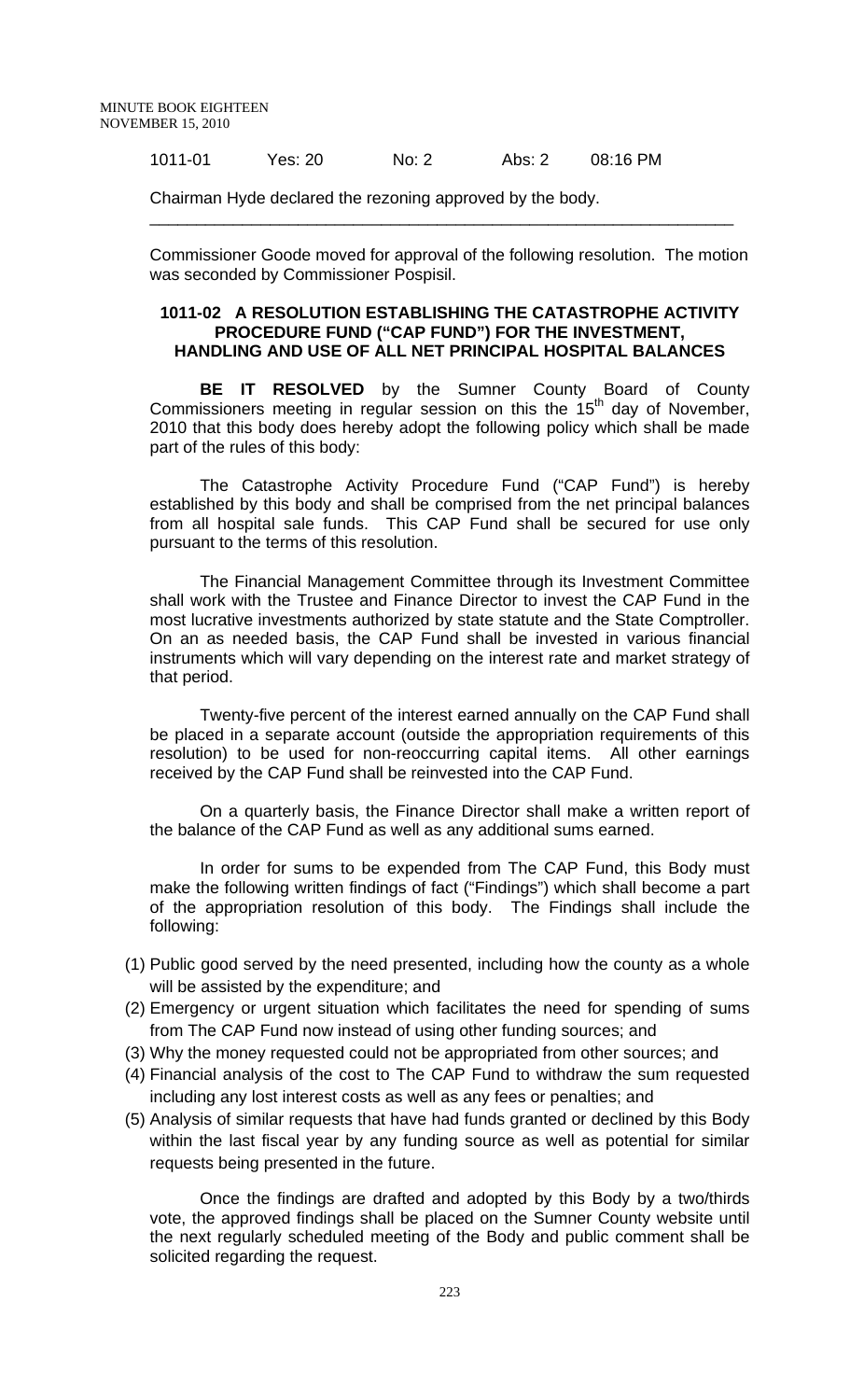1011-01  Yes: 20  No: 2  Abs: 2  08:16 PM

Chairman Hyde declared the rezoning approved by the body.

---

Commissioner Goode moved for approval of the following resolution. The motion was seconded by Commissioner Pospisil.

**1011-02 A RESOLUTION ESTABLISHING THE CATASTROPHE ACTIVITY PROCEDURE FUND ("CAP FUND") FOR THE INVESTMENT, HANDLING AND USE OF ALL NET PRINCIPAL HOSPITAL BALANCES**

**BE IT RESOLVED** by the Sumner County Board of County Commissioners meeting in regular session on this the 15th day of November, 2010 that this body does hereby adopt the following policy which shall be made part of the rules of this body:

The Catastrophe Activity Procedure Fund ("CAP Fund") is hereby established by this body and shall be comprised from the net principal balances from all hospital sale funds. This CAP Fund shall be secured for use only pursuant to the terms of this resolution.

The Financial Management Committee through its Investment Committee shall work with the Trustee and Finance Director to invest the CAP Fund in the most lucrative investments authorized by state statute and the State Comptroller. On an as needed basis, the CAP Fund shall be invested in various financial instruments which will vary depending on the interest rate and market strategy of that period.

Twenty-five percent of the interest earned annually on the CAP Fund shall be placed in a separate account (outside the appropriation requirements of this resolution) to be used for non-reoccurring capital items. All other earnings received by the CAP Fund shall be reinvested into the CAP Fund.

On a quarterly basis, the Finance Director shall make a written report of the balance of the CAP Fund as well as any additional sums earned.

In order for sums to be expended from The CAP Fund, this Body must make the following written findings of fact ("Findings") which shall become a part of the appropriation resolution of this body. The Findings shall include the following:

(1) Public good served by the need presented, including how the county as a whole will be assisted by the expenditure; and
(2) Emergency or urgent situation which facilitates the need for spending of sums from The CAP Fund now instead of using other funding sources; and
(3) Why the money requested could not be appropriated from other sources; and
(4) Financial analysis of the cost to The CAP Fund to withdraw the sum requested including any lost interest costs as well as any fees or penalties; and
(5) Analysis of similar requests that have had funds granted or declined by this Body within the last fiscal year by any funding source as well as potential for similar requests being presented in the future.

Once the findings are drafted and adopted by this Body by a two/thirds vote, the approved findings shall be placed on the Sumner County website until the next regularly scheduled meeting of the Body and public comment shall be solicited regarding the request.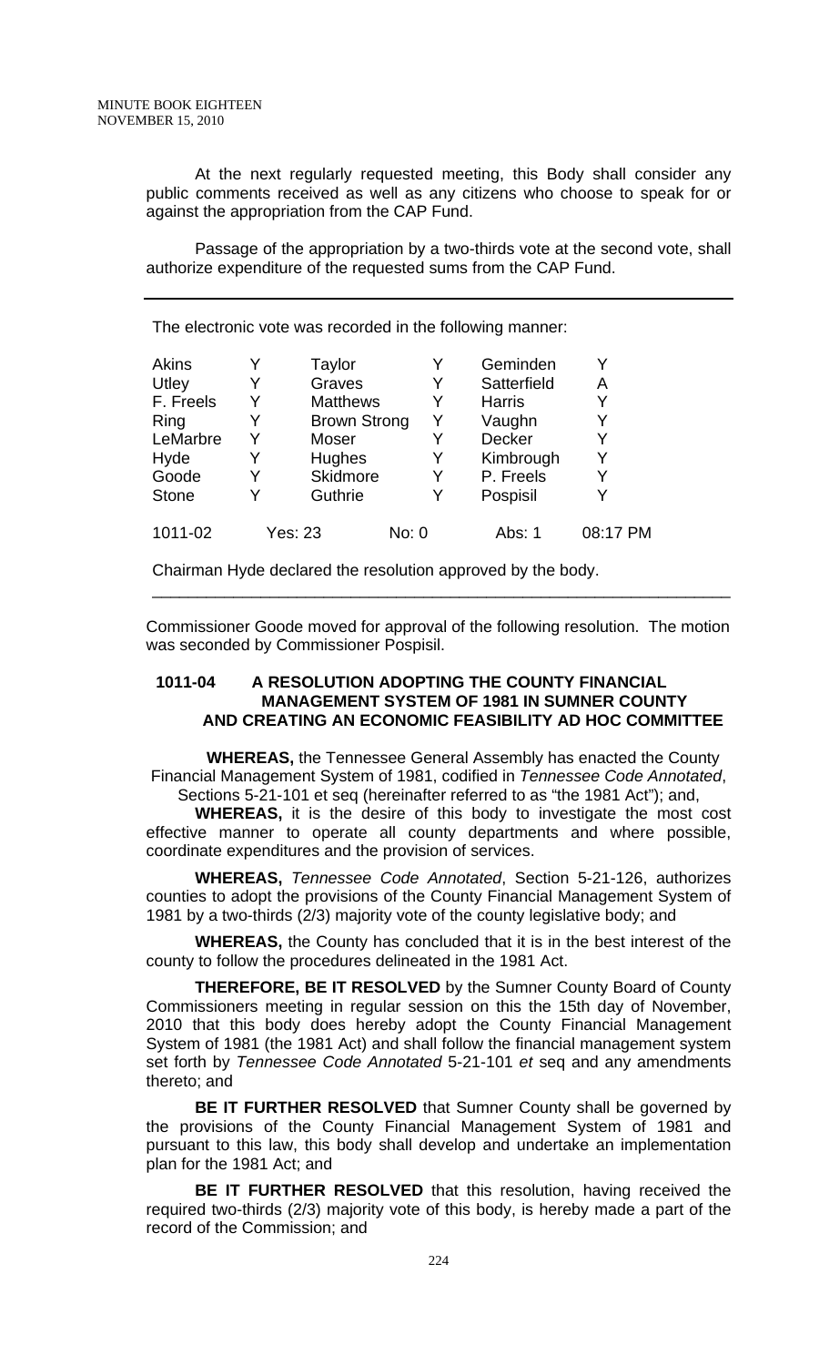At the next regularly requested meeting, this Body shall consider any public comments received as well as any citizens who choose to speak for or against the appropriation from the CAP Fund.

Passage of the appropriation by a two-thirds vote at the second vote, shall authorize expenditure of the requested sums from the CAP Fund.

---

The electronic vote was recorded in the following manner:

| | | | | | |
|---|---|---|---|---|---|
| Akins | Y | Taylor | Y | Geminden | Y |
| Utley | Y | Graves | Y | Satterfield | A |
| F. Freels | Y | Matthews | Y | Harris | Y |
| Ring | Y | Brown Strong | Y | Vaughn | Y |
| LeMarbre | Y | Moser | Y | Decker | Y |
| Hyde | Y | Hughes | Y | Kimbrough | Y |
| Goode | Y | Skidmore | Y | P. Freels | Y |
| Stone | Y | Guthrie | Y | Pospisil | Y |

1011-02 Yes: 23 No: 0 Abs: 1 08:17 PM

Chairman Hyde declared the resolution approved by the body.

---

Commissioner Goode moved for approval of the following resolution. The motion was seconded by Commissioner Pospisil.

**1011-04 A RESOLUTION ADOPTING THE COUNTY FINANCIAL MANAGEMENT SYSTEM OF 1981 IN SUMNER COUNTY AND CREATING AN ECONOMIC FEASIBILITY AD HOC COMMITTEE**

**WHEREAS,** the Tennessee General Assembly has enacted the County Financial Management System of 1981, codified in *Tennessee Code Annotated*, Sections 5-21-101 et seq (hereinafter referred to as "the 1981 Act"); and,

**WHEREAS,** it is the desire of this body to investigate the most cost effective manner to operate all county departments and where possible, coordinate expenditures and the provision of services.

**WHEREAS,** *Tennessee Code Annotated*, Section 5-21-126, authorizes counties to adopt the provisions of the County Financial Management System of 1981 by a two-thirds (2/3) majority vote of the county legislative body; and

**WHEREAS,** the County has concluded that it is in the best interest of the county to follow the procedures delineated in the 1981 Act.

**THEREFORE, BE IT RESOLVED** by the Sumner County Board of County Commissioners meeting in regular session on this the 15th day of November, 2010 that this body does hereby adopt the County Financial Management System of 1981 (the 1981 Act) and shall follow the financial management system set forth by *Tennessee Code Annotated* 5-21-101 *et* seq and any amendments thereto; and

**BE IT FURTHER RESOLVED** that Sumner County shall be governed by the provisions of the County Financial Management System of 1981 and pursuant to this law, this body shall develop and undertake an implementation plan for the 1981 Act; and

**BE IT FURTHER RESOLVED** that this resolution, having received the required two-thirds (2/3) majority vote of this body, is hereby made a part of the record of the Commission; and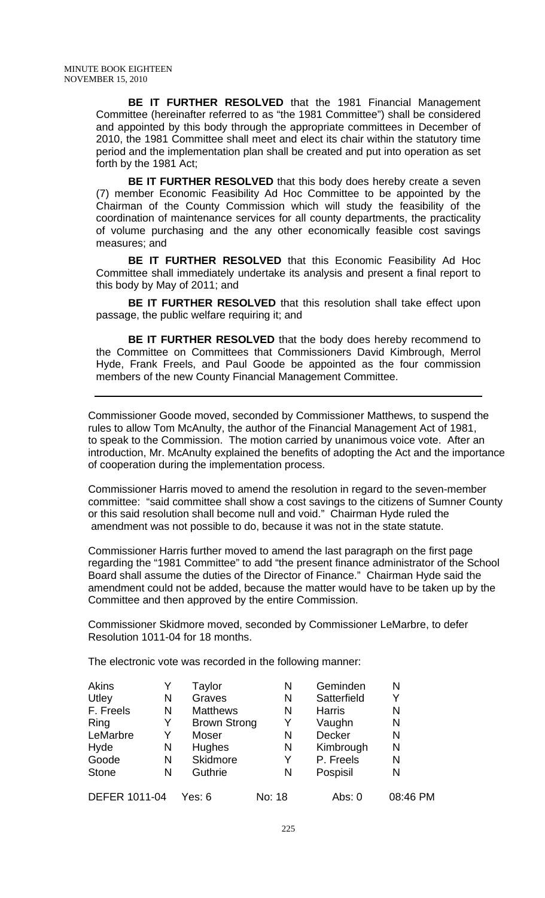**BE IT FURTHER RESOLVED** that the 1981 Financial Management Committee (hereinafter referred to as "the 1981 Committee") shall be considered and appointed by this body through the appropriate committees in December of 2010, the 1981 Committee shall meet and elect its chair within the statutory time period and the implementation plan shall be created and put into operation as set forth by the 1981 Act;

**BE IT FURTHER RESOLVED** that this body does hereby create a seven (7) member Economic Feasibility Ad Hoc Committee to be appointed by the Chairman of the County Commission which will study the feasibility of the coordination of maintenance services for all county departments, the practicality of volume purchasing and the any other economically feasible cost savings measures; and

**BE IT FURTHER RESOLVED** that this Economic Feasibility Ad Hoc Committee shall immediately undertake its analysis and present a final report to this body by May of 2011; and

**BE IT FURTHER RESOLVED** that this resolution shall take effect upon passage, the public welfare requiring it; and

**BE IT FURTHER RESOLVED** that the body does hereby recommend to the Committee on Committees that Commissioners David Kimbrough, Merrol Hyde, Frank Freels, and Paul Goode be appointed as the four commission members of the new County Financial Management Committee.

---

Commissioner Goode moved, seconded by Commissioner Matthews, to suspend the rules to allow Tom McAnulty, the author of the Financial Management Act of 1981, to speak to the Commission. The motion carried by unanimous voice vote. After an introduction, Mr. McAnulty explained the benefits of adopting the Act and the importance of cooperation during the implementation process.

Commissioner Harris moved to amend the resolution in regard to the seven-member committee: "said committee shall show a cost savings to the citizens of Sumner County or this said resolution shall become null and void." Chairman Hyde ruled the amendment was not possible to do, because it was not in the state statute.

Commissioner Harris further moved to amend the last paragraph on the first page regarding the "1981 Committee" to add "the present finance administrator of the School Board shall assume the duties of the Director of Finance." Chairman Hyde said the amendment could not be added, because the matter would have to be taken up by the Committee and then approved by the entire Commission.

Commissioner Skidmore moved, seconded by Commissioner LeMarbre, to defer Resolution 1011-04 for 18 months.

The electronic vote was recorded in the following manner:

| | | | | | |
|---|---|---|---|---|---|
| Akins | Y | Taylor | N | Geminden | N |
| Utley | N | Graves | N | Satterfield | Y |
| F. Freels | N | Matthews | N | Harris | N |
| Ring | Y | Brown Strong | Y | Vaughn | N |
| LeMarbre | Y | Moser | N | Decker | N |
| Hyde | N | Hughes | N | Kimbrough | N |
| Goode | N | Skidmore | Y | P. Freels | N |
| Stone | N | Guthrie | N | Pospisil | N |

DEFER 1011-04 Yes: 6 No: 18 Abs: 0 08:46 PM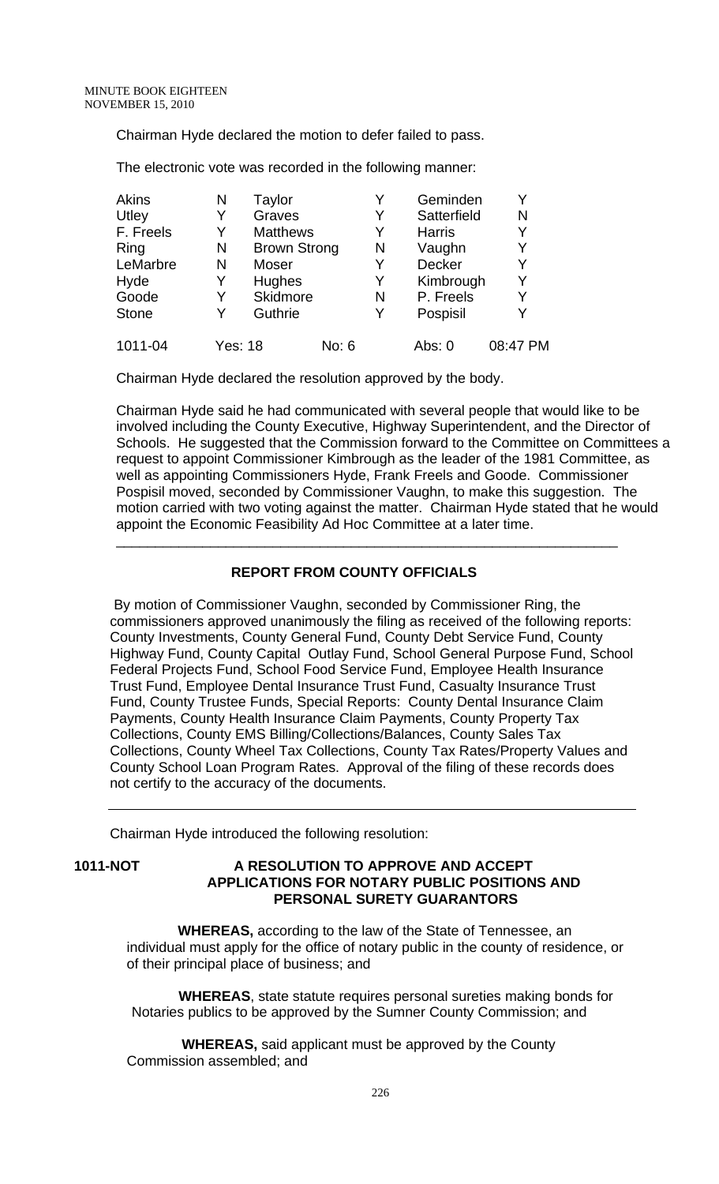Chairman Hyde declared the motion to defer failed to pass.

The electronic vote was recorded in the following manner:

| | | | | | |
|---|---|---|---|---|---|
| Akins | N | Taylor | Y | Geminden | Y |
| Utley | Y | Graves | Y | Satterfield | N |
| F. Freels | Y | Matthews | Y | Harris | Y |
| Ring | N | Brown Strong | N | Vaughn | Y |
| LeMarbre | N | Moser | Y | Decker | Y |
| Hyde | Y | Hughes | Y | Kimbrough | Y |
| Goode | Y | Skidmore | N | P. Freels | Y |
| Stone | Y | Guthrie | Y | Pospisil | Y |
| 1011-04 | Yes: 18 | No: 6 | | Abs: 0 | 08:47 PM |

Chairman Hyde declared the resolution approved by the body.

Chairman Hyde said he had communicated with several people that would like to be involved including the County Executive, Highway Superintendent, and the Director of Schools. He suggested that the Commission forward to the Committee on Committees a request to appoint Commissioner Kimbrough as the leader of the 1981 Committee, as well as appointing Commissioners Hyde, Frank Freels and Goode. Commissioner Pospisil moved, seconded by Commissioner Vaughn, to make this suggestion. The motion carried with two voting against the matter. Chairman Hyde stated that he would appoint the Economic Feasibility Ad Hoc Committee at a later time.

---

**REPORT FROM COUNTY OFFICIALS**

By motion of Commissioner Vaughn, seconded by Commissioner Ring, the commissioners approved unanimously the filing as received of the following reports: County Investments, County General Fund, County Debt Service Fund, County Highway Fund, County Capital Outlay Fund, School General Purpose Fund, School Federal Projects Fund, School Food Service Fund, Employee Health Insurance Trust Fund, Employee Dental Insurance Trust Fund, Casualty Insurance Trust Fund, County Trustee Funds, Special Reports: County Dental Insurance Claim Payments, County Health Insurance Claim Payments, County Property Tax Collections, County EMS Billing/Collections/Balances, County Sales Tax Collections, County Wheel Tax Collections, County Tax Rates/Property Values and County School Loan Program Rates. Approval of the filing of these records does not certify to the accuracy of the documents.

---

Chairman Hyde introduced the following resolution:

**1011-NOT A RESOLUTION TO APPROVE AND ACCEPT APPLICATIONS FOR NOTARY PUBLIC POSITIONS AND PERSONAL SURETY GUARANTORS**

**WHEREAS,** according to the law of the State of Tennessee, an individual must apply for the office of notary public in the county of residence, or of their principal place of business; and

**WHEREAS**, state statute requires personal sureties making bonds for Notaries publics to be approved by the Sumner County Commission; and

**WHEREAS,** said applicant must be approved by the County Commission assembled; and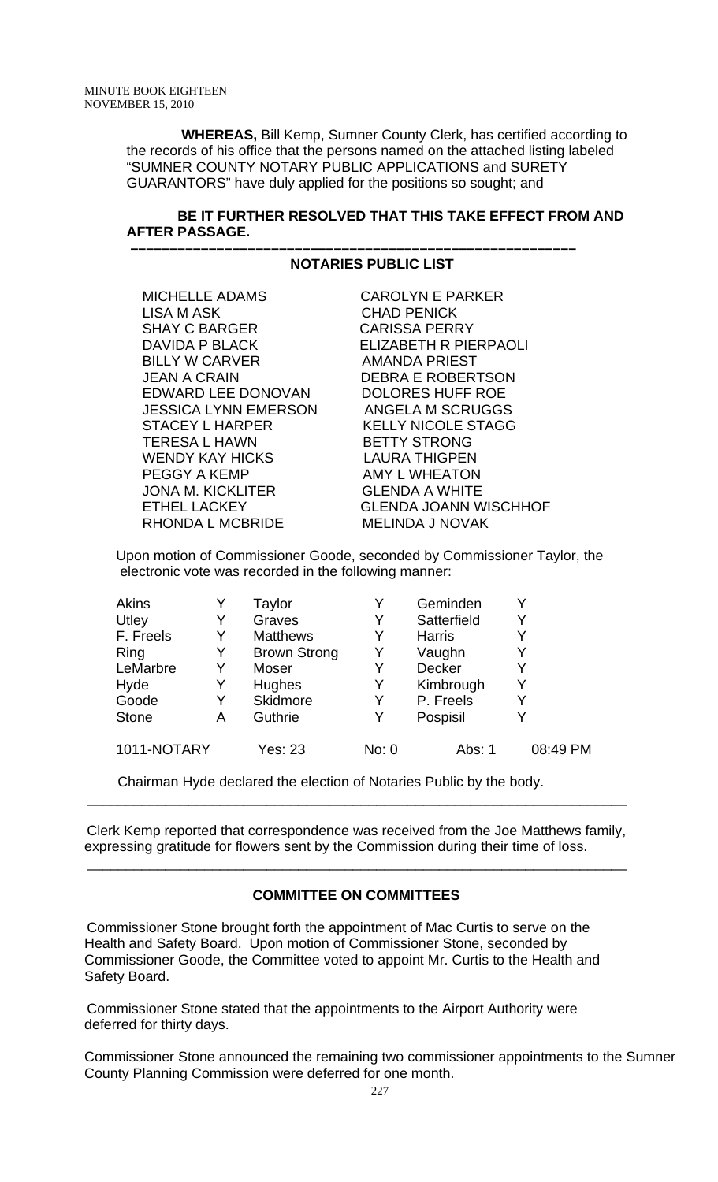**WHEREAS,** Bill Kemp, Sumner County Clerk, has certified according to the records of his office that the persons named on the attached listing labeled "SUMNER COUNTY NOTARY PUBLIC APPLICATIONS and SURETY GUARANTORS" have duly applied for the positions so sought; and

**BE IT FURTHER RESOLVED THAT THIS TAKE EFFECT FROM AND AFTER PASSAGE.**

---

**NOTARIES PUBLIC LIST**

| | |
|---|---|
| MICHELLE ADAMS | CAROLYN E PARKER |
| LISA M ASK | CHAD PENICK |
| SHAY C BARGER | CARISSA PERRY |
| DAVIDA P BLACK | ELIZABETH R PIERPAOLI |
| BILLY W CARVER | AMANDA PRIEST |
| JEAN A CRAIN | DEBRA E ROBERTSON |
| EDWARD LEE DONOVAN | DOLORES HUFF ROE |
| JESSICA LYNN EMERSON | ANGELA M SCRUGGS |
| STACEY L HARPER | KELLY NICOLE STAGG |
| TERESA L HAWN | BETTY STRONG |
| WENDY KAY HICKS | LAURA THIGPEN |
| PEGGY A KEMP | AMY L WHEATON |
| JONA M. KICKLITER | GLENDA A WHITE |
| ETHEL LACKEY | GLENDA JOANN WISCHHOF |
| RHONDA L MCBRIDE | MELINDA J NOVAK |

Upon motion of Commissioner Goode, seconded by Commissioner Taylor, the electronic vote was recorded in the following manner:

| | | | | | | |
|---|---|---|---|---|---|---|
| Akins | Y | Taylor | Y | Geminden | Y | |
| Utley | Y | Graves | Y | Satterfield | Y | |
| F. Freels | Y | Matthews | Y | Harris | Y | |
| Ring | Y | Brown Strong | Y | Vaughn | Y | |
| LeMarbre | Y | Moser | Y | Decker | Y | |
| Hyde | Y | Hughes | Y | Kimbrough | Y | |
| Goode | Y | Skidmore | Y | P. Freels | Y | |
| Stone | A | Guthrie | Y | Pospisil | Y | |
| 1011-NOTARY | | Yes: 23 | No: 0 | Abs: 1 | | 08:49 PM |

Chairman Hyde declared the election of Notaries Public by the body.

---

Clerk Kemp reported that correspondence was received from the Joe Matthews family, expressing gratitude for flowers sent by the Commission during their time of loss.

---

**COMMITTEE ON COMMITTEES**

Commissioner Stone brought forth the appointment of Mac Curtis to serve on the Health and Safety Board. Upon motion of Commissioner Stone, seconded by Commissioner Goode, the Committee voted to appoint Mr. Curtis to the Health and Safety Board.

Commissioner Stone stated that the appointments to the Airport Authority were deferred for thirty days.

Commissioner Stone announced the remaining two commissioner appointments to the Sumner County Planning Commission were deferred for one month.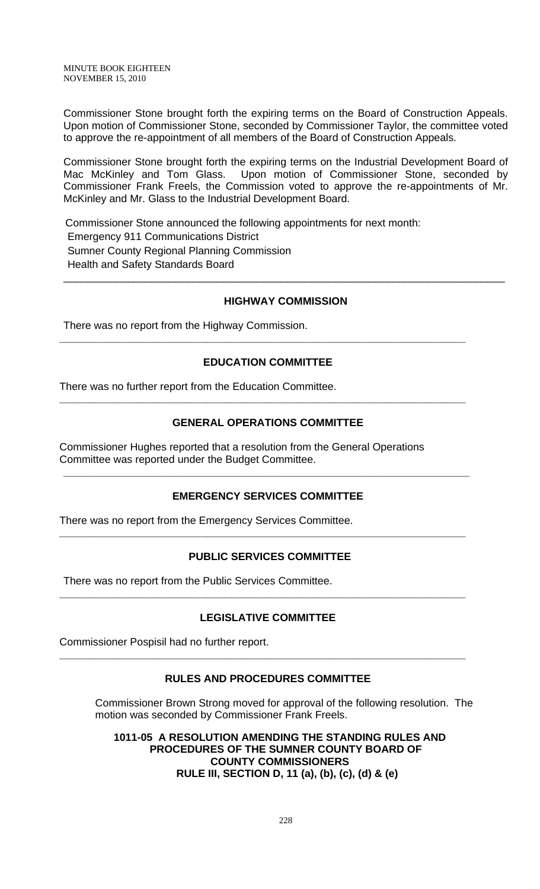Commissioner Stone brought forth the expiring terms on the Board of Construction Appeals. Upon motion of Commissioner Stone, seconded by Commissioner Taylor, the committee voted to approve the re-appointment of all members of the Board of Construction Appeals.

Commissioner Stone brought forth the expiring terms on the Industrial Development Board of Mac McKinley and Tom Glass. Upon motion of Commissioner Stone, seconded by Commissioner Frank Freels, the Commission voted to approve the re-appointments of Mr. McKinley and Mr. Glass to the Industrial Development Board.

Commissioner Stone announced the following appointments for next month:
Emergency 911 Communications District
Sumner County Regional Planning Commission
Health and Safety Standards Board

---

**HIGHWAY COMMISSION**

There was no report from the Highway Commission.

---

**EDUCATION COMMITTEE**

There was no further report from the Education Committee.

---

**GENERAL OPERATIONS COMMITTEE**

Commissioner Hughes reported that a resolution from the General Operations Committee was reported under the Budget Committee.

---

**EMERGENCY SERVICES COMMITTEE**

There was no report from the Emergency Services Committee.

---

**PUBLIC SERVICES COMMITTEE**

There was no report from the Public Services Committee.

---

**LEGISLATIVE COMMITTEE**

Commissioner Pospisil had no further report.

---

**RULES AND PROCEDURES COMMITTEE**

Commissioner Brown Strong moved for approval of the following resolution. The motion was seconded by Commissioner Frank Freels.

**1011-05 A RESOLUTION AMENDING THE STANDING RULES AND PROCEDURES OF THE SUMNER COUNTY BOARD OF COUNTY COMMISSIONERS RULE III, SECTION D, 11 (a), (b), (c), (d) & (e)**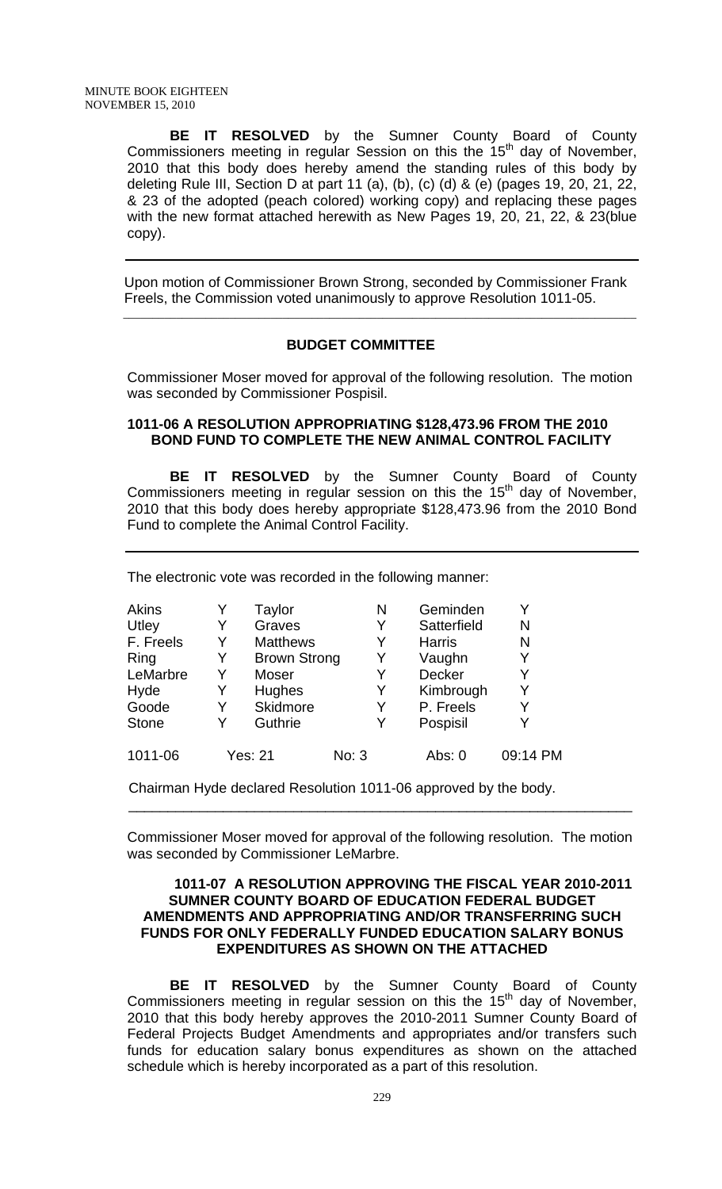**BE IT RESOLVED** by the Sumner County Board of County Commissioners meeting in regular Session on this the 15th day of November, 2010 that this body does hereby amend the standing rules of this body by deleting Rule III, Section D at part 11 (a), (b), (c) (d) & (e) (pages 19, 20, 21, 22, & 23 of the adopted (peach colored) working copy) and replacing these pages with the new format attached herewith as New Pages 19, 20, 21, 22, & 23(blue copy).

---

Upon motion of Commissioner Brown Strong, seconded by Commissioner Frank Freels, the Commission voted unanimously to approve Resolution 1011-05.

---

## BUDGET COMMITTEE

Commissioner Moser moved for approval of the following resolution. The motion was seconded by Commissioner Pospisil.

### 1011-06 A RESOLUTION APPROPRIATING $128,473.96 FROM THE 2010 BOND FUND TO COMPLETE THE NEW ANIMAL CONTROL FACILITY

**BE IT RESOLVED** by the Sumner County Board of County Commissioners meeting in regular session on this the 15th day of November, 2010 that this body does hereby appropriate $128,473.96 from the 2010 Bond Fund to complete the Animal Control Facility.

---

The electronic vote was recorded in the following manner:

| | | | | | |
|---|---|---|---|---|---|
| Akins | Y | Taylor | N | Geminden | Y |
| Utley | Y | Graves | Y | Satterfield | N |
| F. Freels | Y | Matthews | Y | Harris | N |
| Ring | Y | Brown Strong | Y | Vaughn | Y |
| LeMarbre | Y | Moser | Y | Decker | Y |
| Hyde | Y | Hughes | Y | Kimbrough | Y |
| Goode | Y | Skidmore | Y | P. Freels | Y |
| Stone | Y | Guthrie | Y | Pospisil | Y |

1011-06 Yes: 21 No: 3 Abs: 0 09:14 PM

Chairman Hyde declared Resolution 1011-06 approved by the body.

---

Commissioner Moser moved for approval of the following resolution. The motion was seconded by Commissioner LeMarbre.

### 1011-07 A RESOLUTION APPROVING THE FISCAL YEAR 2010-2011 SUMNER COUNTY BOARD OF EDUCATION FEDERAL BUDGET AMENDMENTS AND APPROPRIATING AND/OR TRANSFERRING SUCH FUNDS FOR ONLY FEDERALLY FUNDED EDUCATION SALARY BONUS EXPENDITURES AS SHOWN ON THE ATTACHED

**BE IT RESOLVED** by the Sumner County Board of County Commissioners meeting in regular session on this the 15th day of November, 2010 that this body hereby approves the 2010-2011 Sumner County Board of Federal Projects Budget Amendments and appropriates and/or transfers such funds for education salary bonus expenditures as shown on the attached schedule which is hereby incorporated as a part of this resolution.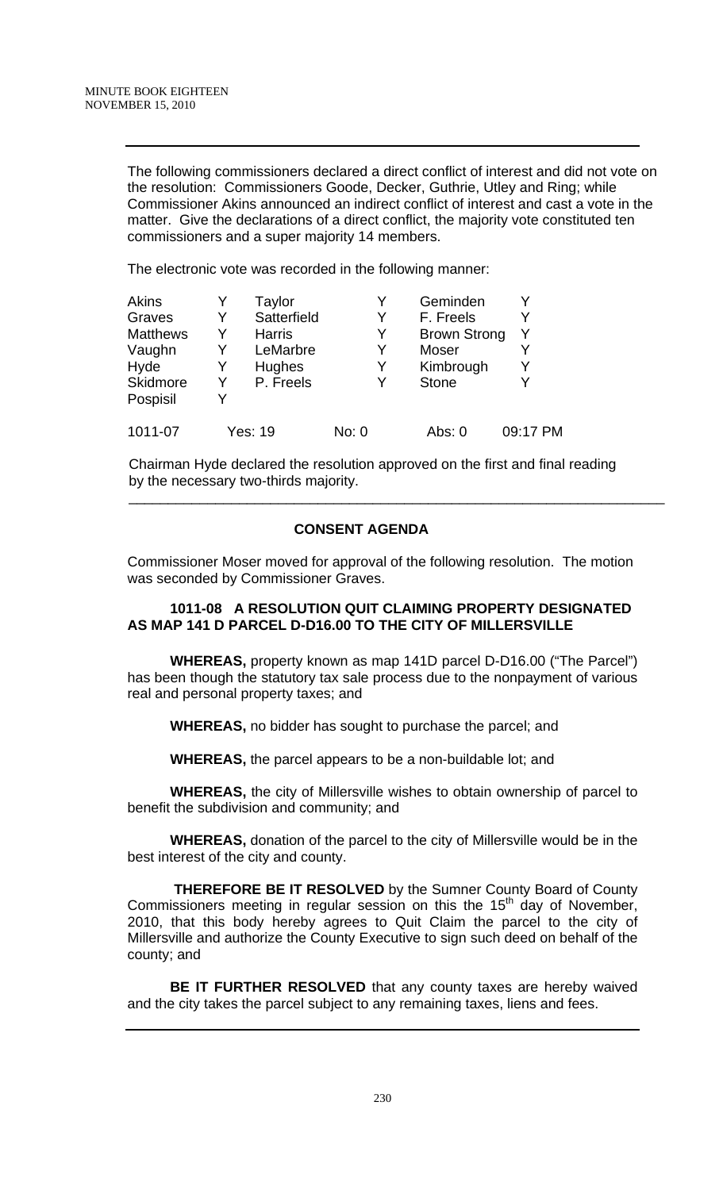The following commissioners declared a direct conflict of interest and did not vote on the resolution: Commissioners Goode, Decker, Guthrie, Utley and Ring; while Commissioner Akins announced an indirect conflict of interest and cast a vote in the matter. Give the declarations of a direct conflict, the majority vote constituted ten commissioners and a super majority 14 members.

The electronic vote was recorded in the following manner:

| | | | | | |
|---|---|---|---|---|---|
| Akins | Y | Taylor | Y | Geminden | Y |
| Graves | Y | Satterfield | Y | F. Freels | Y |
| Matthews | Y | Harris | Y | Brown Strong | Y |
| Vaughn | Y | LeMarbre | Y | Moser | Y |
| Hyde | Y | Hughes | Y | Kimbrough | Y |
| Skidmore | Y | P. Freels | Y | Stone | Y |
| Pospisil | Y | | | | |
| 1011-07 | Yes: 19 | No: 0 | | Abs: 0 | 09:17 PM |

Chairman Hyde declared the resolution approved on the first and final reading by the necessary two-thirds majority.

---

## CONSENT AGENDA

Commissioner Moser moved for approval of the following resolution. The motion was seconded by Commissioner Graves.

**1011-08 A RESOLUTION QUIT CLAIMING PROPERTY DESIGNATED AS MAP 141 D PARCEL D-D16.00 TO THE CITY OF MILLERSVILLE**

**WHEREAS,** property known as map 141D parcel D-D16.00 ("The Parcel") has been though the statutory tax sale process due to the nonpayment of various real and personal property taxes; and

**WHEREAS,** no bidder has sought to purchase the parcel; and

**WHEREAS,** the parcel appears to be a non-buildable lot; and

**WHEREAS,** the city of Millersville wishes to obtain ownership of parcel to benefit the subdivision and community; and

**WHEREAS,** donation of the parcel to the city of Millersville would be in the best interest of the city and county.

**THEREFORE BE IT RESOLVED** by the Sumner County Board of County Commissioners meeting in regular session on this the 15th day of November, 2010, that this body hereby agrees to Quit Claim the parcel to the city of Millersville and authorize the County Executive to sign such deed on behalf of the county; and

**BE IT FURTHER RESOLVED** that any county taxes are hereby waived and the city takes the parcel subject to any remaining taxes, liens and fees.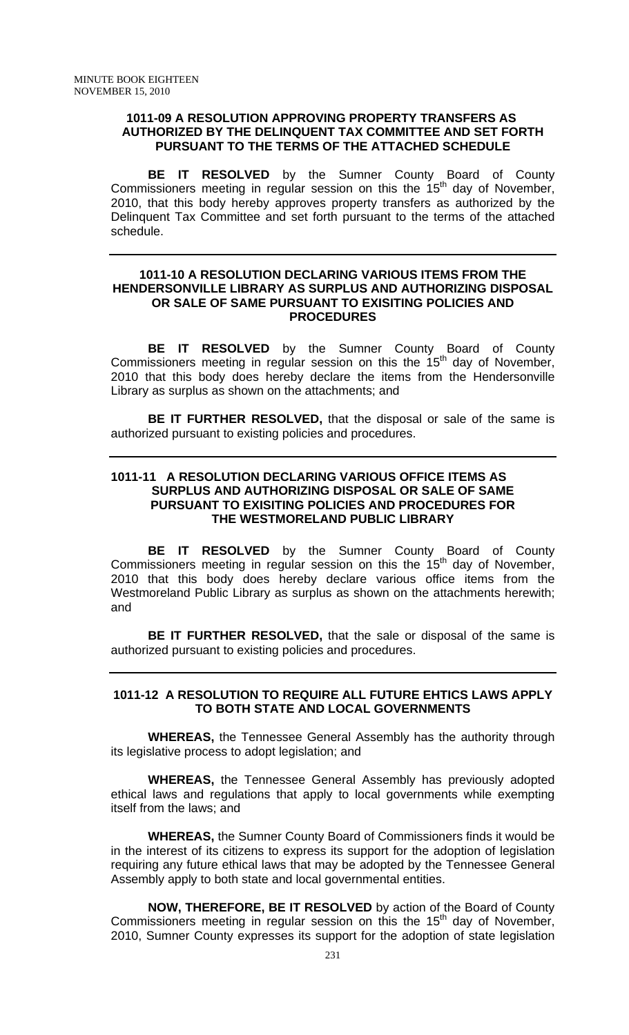**1011-09 A RESOLUTION APPROVING PROPERTY TRANSFERS AS AUTHORIZED BY THE DELINQUENT TAX COMMITTEE AND SET FORTH PURSUANT TO THE TERMS OF THE ATTACHED SCHEDULE**

**BE IT RESOLVED** by the Sumner County Board of County Commissioners meeting in regular session on this the 15th day of November, 2010, that this body hereby approves property transfers as authorized by the Delinquent Tax Committee and set forth pursuant to the terms of the attached schedule.

---

**1011-10 A RESOLUTION DECLARING VARIOUS ITEMS FROM THE HENDERSONVILLE LIBRARY AS SURPLUS AND AUTHORIZING DISPOSAL OR SALE OF SAME PURSUANT TO EXISITING POLICIES AND PROCEDURES**

**BE IT RESOLVED** by the Sumner County Board of County Commissioners meeting in regular session on this the 15th day of November, 2010 that this body does hereby declare the items from the Hendersonville Library as surplus as shown on the attachments; and

**BE IT FURTHER RESOLVED,** that the disposal or sale of the same is authorized pursuant to existing policies and procedures.

---

**1011-11 A RESOLUTION DECLARING VARIOUS OFFICE ITEMS AS SURPLUS AND AUTHORIZING DISPOSAL OR SALE OF SAME PURSUANT TO EXISITING POLICIES AND PROCEDURES FOR THE WESTMORELAND PUBLIC LIBRARY**

**BE IT RESOLVED** by the Sumner County Board of County Commissioners meeting in regular session on this the 15th day of November, 2010 that this body does hereby declare various office items from the Westmoreland Public Library as surplus as shown on the attachments herewith; and

**BE IT FURTHER RESOLVED,** that the sale or disposal of the same is authorized pursuant to existing policies and procedures.

---

**1011-12 A RESOLUTION TO REQUIRE ALL FUTURE EHTICS LAWS APPLY TO BOTH STATE AND LOCAL GOVERNMENTS**

**WHEREAS,** the Tennessee General Assembly has the authority through its legislative process to adopt legislation; and

**WHEREAS,** the Tennessee General Assembly has previously adopted ethical laws and regulations that apply to local governments while exempting itself from the laws; and

**WHEREAS,** the Sumner County Board of Commissioners finds it would be in the interest of its citizens to express its support for the adoption of legislation requiring any future ethical laws that may be adopted by the Tennessee General Assembly apply to both state and local governmental entities.

**NOW, THEREFORE, BE IT RESOLVED** by action of the Board of County Commissioners meeting in regular session on this the 15th day of November, 2010, Sumner County expresses its support for the adoption of state legislation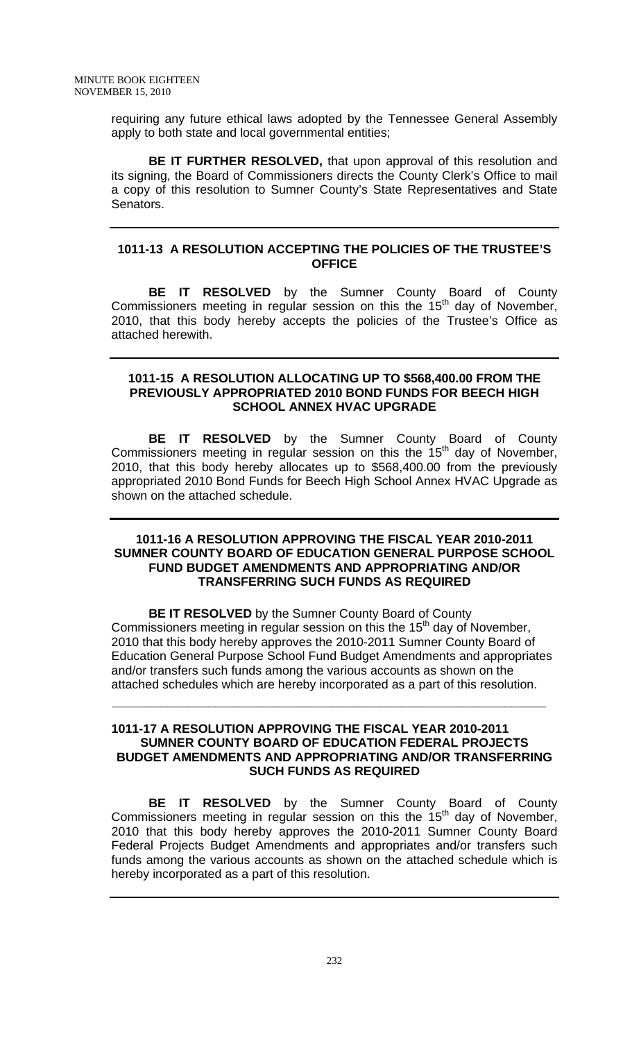requiring any future ethical laws adopted by the Tennessee General Assembly apply to both state and local governmental entities;

**BE IT FURTHER RESOLVED,** that upon approval of this resolution and its signing, the Board of Commissioners directs the County Clerk's Office to mail a copy of this resolution to Sumner County's State Representatives and State Senators.

---

**1011-13 A RESOLUTION ACCEPTING THE POLICIES OF THE TRUSTEE'S OFFICE**

**BE IT RESOLVED** by the Sumner County Board of County Commissioners meeting in regular session on this the 15th day of November, 2010, that this body hereby accepts the policies of the Trustee's Office as attached herewith.

---

**1011-15 A RESOLUTION ALLOCATING UP TO $568,400.00 FROM THE PREVIOUSLY APPROPRIATED 2010 BOND FUNDS FOR BEECH HIGH SCHOOL ANNEX HVAC UPGRADE**

**BE IT RESOLVED** by the Sumner County Board of County Commissioners meeting in regular session on this the 15th day of November, 2010, that this body hereby allocates up to $568,400.00 from the previously appropriated 2010 Bond Funds for Beech High School Annex HVAC Upgrade as shown on the attached schedule.

---

**1011-16 A RESOLUTION APPROVING THE FISCAL YEAR 2010-2011 SUMNER COUNTY BOARD OF EDUCATION GENERAL PURPOSE SCHOOL FUND BUDGET AMENDMENTS AND APPROPRIATING AND/OR TRANSFERRING SUCH FUNDS AS REQUIRED**

**BE IT RESOLVED** by the Sumner County Board of County Commissioners meeting in regular session on this the 15th day of November, 2010 that this body hereby approves the 2010-2011 Sumner County Board of Education General Purpose School Fund Budget Amendments and appropriates and/or transfers such funds among the various accounts as shown on the attached schedules which are hereby incorporated as a part of this resolution.

---

**1011-17 A RESOLUTION APPROVING THE FISCAL YEAR 2010-2011 SUMNER COUNTY BOARD OF EDUCATION FEDERAL PROJECTS BUDGET AMENDMENTS AND APPROPRIATING AND/OR TRANSFERRING SUCH FUNDS AS REQUIRED**

**BE IT RESOLVED** by the Sumner County Board of County Commissioners meeting in regular session on this the 15th day of November, 2010 that this body hereby approves the 2010-2011 Sumner County Board Federal Projects Budget Amendments and appropriates and/or transfers such funds among the various accounts as shown on the attached schedule which is hereby incorporated as a part of this resolution.

---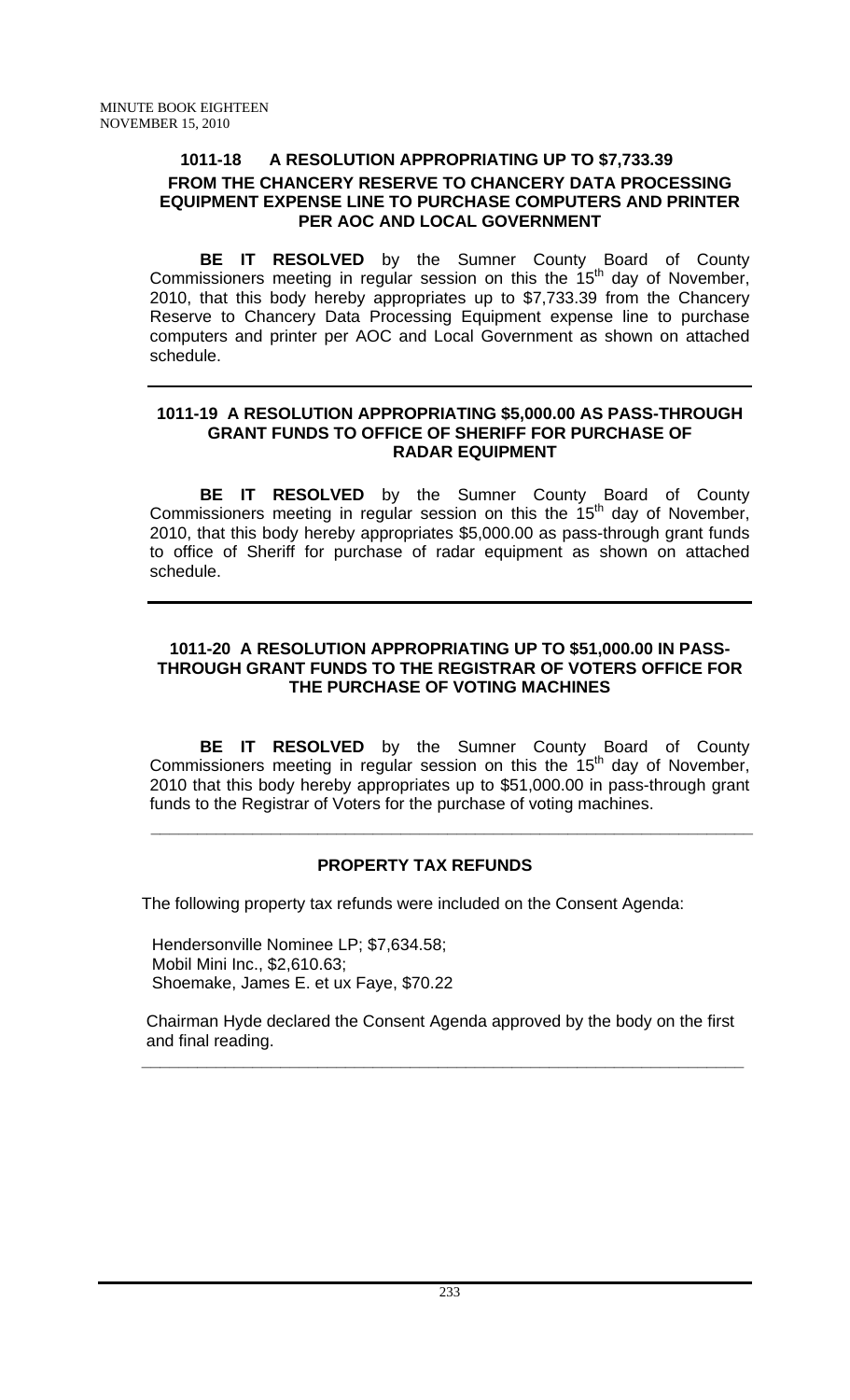### 1011-18 A RESOLUTION APPROPRIATING UP TO $7,733.39 FROM THE CHANCERY RESERVE TO CHANCERY DATA PROCESSING EQUIPMENT EXPENSE LINE TO PURCHASE COMPUTERS AND PRINTER PER AOC AND LOCAL GOVERNMENT

**BE IT RESOLVED** by the Sumner County Board of County Commissioners meeting in regular session on this the 15th day of November, 2010, that this body hereby appropriates up to $7,733.39 from the Chancery Reserve to Chancery Data Processing Equipment expense line to purchase computers and printer per AOC and Local Government as shown on attached schedule.

---

### 1011-19 A RESOLUTION APPROPRIATING $5,000.00 AS PASS-THROUGH GRANT FUNDS TO OFFICE OF SHERIFF FOR PURCHASE OF RADAR EQUIPMENT

**BE IT RESOLVED** by the Sumner County Board of County Commissioners meeting in regular session on this the 15th day of November, 2010, that this body hereby appropriates $5,000.00 as pass-through grant funds to office of Sheriff for purchase of radar equipment as shown on attached schedule.

---

### 1011-20 A RESOLUTION APPROPRIATING UP TO $51,000.00 IN PASS-THROUGH GRANT FUNDS TO THE REGISTRAR OF VOTERS OFFICE FOR THE PURCHASE OF VOTING MACHINES

**BE IT RESOLVED** by the Sumner County Board of County Commissioners meeting in regular session on this the 15th day of November, 2010 that this body hereby appropriates up to $51,000.00 in pass-through grant funds to the Registrar of Voters for the purchase of voting machines.

---

### PROPERTY TAX REFUNDS

The following property tax refunds were included on the Consent Agenda:

Hendersonville Nominee LP; $7,634.58;
Mobil Mini Inc., $2,610.63;
Shoemake, James E. et ux Faye, $70.22

Chairman Hyde declared the Consent Agenda approved by the body on the first and final reading.

---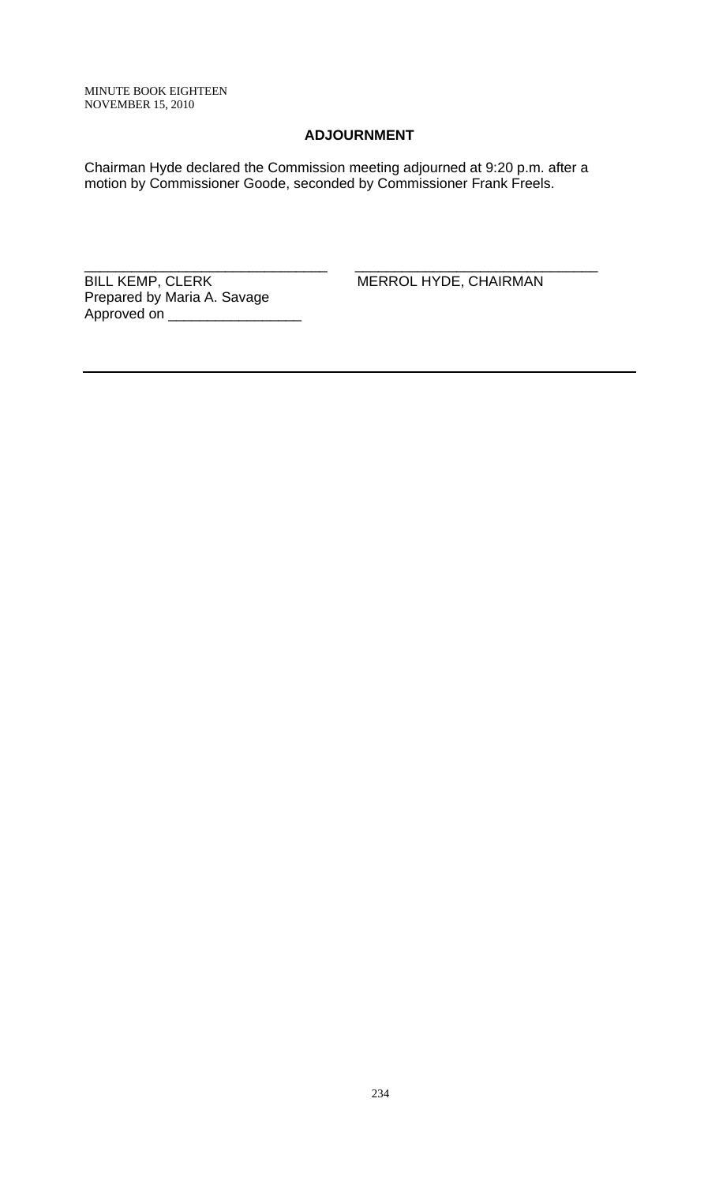## ADJOURNMENT

Chairman Hyde declared the Commission meeting adjourned at 9:20 p.m. after a motion by Commissioner Goode, seconded by Commissioner Frank Freels.

_______________________________ _______________________________
BILL KEMP, CLERK MERROL HYDE, CHAIRMAN
Prepared by Maria A. Savage
Approved on _________________